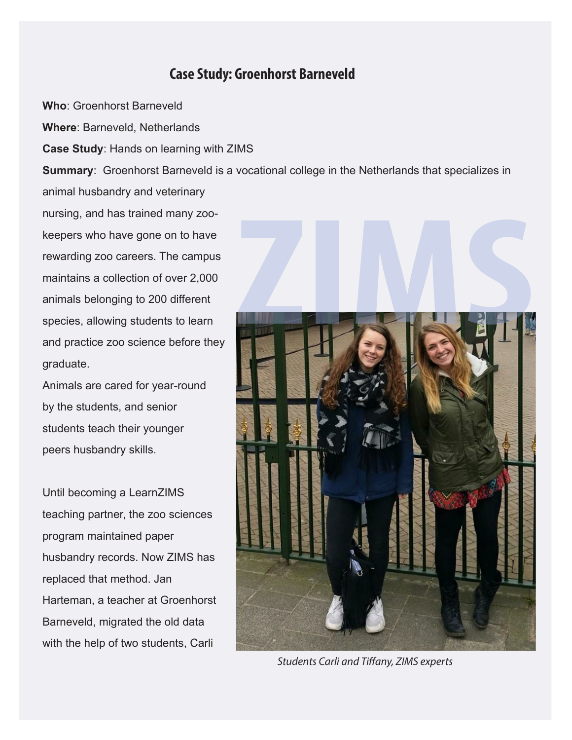## Case Study: Groenhorst Barneveld

**Who**: Groenhorst Barneveld

**Where**: Barneveld, Netherlands

**Case Study**: Hands on learning with ZIMS

**Summary**: Groenhorst Barneveld is a vocational college in the Netherlands that specializes in animal husbandry and veterinary nursing, and has trained many zoo-keepers who have gone on to have rewarding zoo careers. The campus maintains a collection of over 2,000 animals belonging to 200 different species, allowing students to learn and practice zoo science before they graduate.
Animals are cared for year-round by the students, and senior students teach their younger peers husbandry skills.

Until becoming a LearnZIMS teaching partner, the zoo sciences program maintained paper husbandry records. Now ZIMS has replaced that method. Jan Harteman, a teacher at Groenhorst Barneveld, migrated the old data with the help of two students, Carli

*Students Carli and Tiffany, ZIMS experts*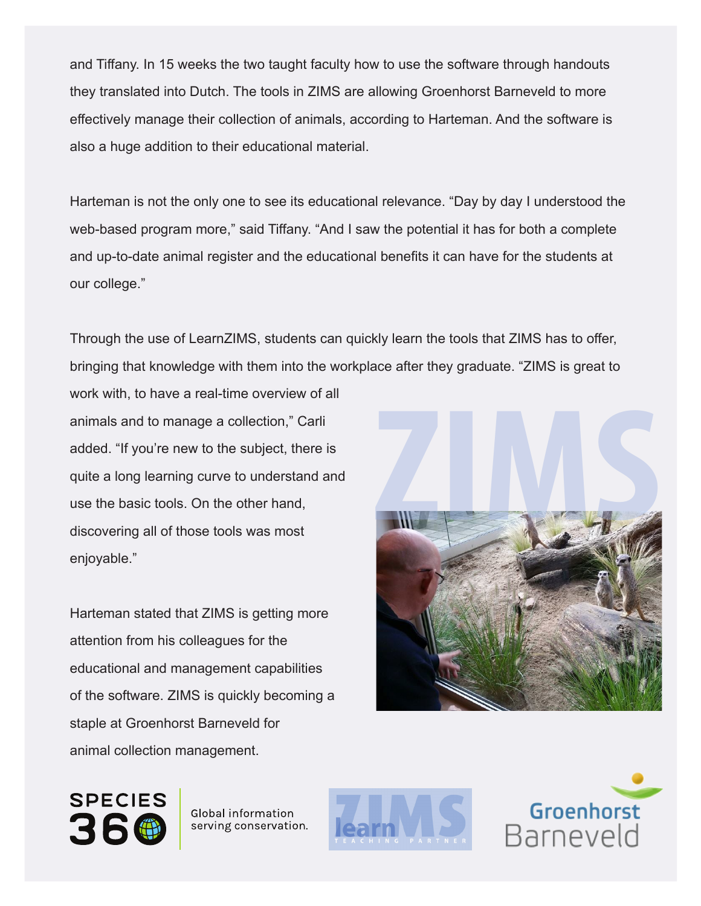and Tiffany. In 15 weeks the two taught faculty how to use the software through handouts they translated into Dutch. The tools in ZIMS are allowing Groenhorst Barneveld to more effectively manage their collection of animals, according to Harteman. And the software is also a huge addition to their educational material.

Harteman is not the only one to see its educational relevance. “Day by day I understood the web-based program more,” said Tiffany. “And I saw the potential it has for both a complete and up-to-date animal register and the educational benefits it can have for the students at our college.”

Through the use of LearnZIMS, students can quickly learn the tools that ZIMS has to offer, bringing that knowledge with them into the workplace after they graduate. “ZIMS is great to work with, to have a real-time overview of all animals and to manage a collection,” Carli added. “If you’re new to the subject, there is quite a long learning curve to understand and use the basic tools. On the other hand, discovering all of those tools was most enjoyable.”

Harteman stated that ZIMS is getting more attention from his colleagues for the educational and management capabilities of the software. ZIMS is quickly becoming a staple at Groenhorst Barneveld for animal collection management.

SPECIES 360 Global information serving conservation.

learn ZIMS TEACHING PARTNER

Groenhorst Barneveld